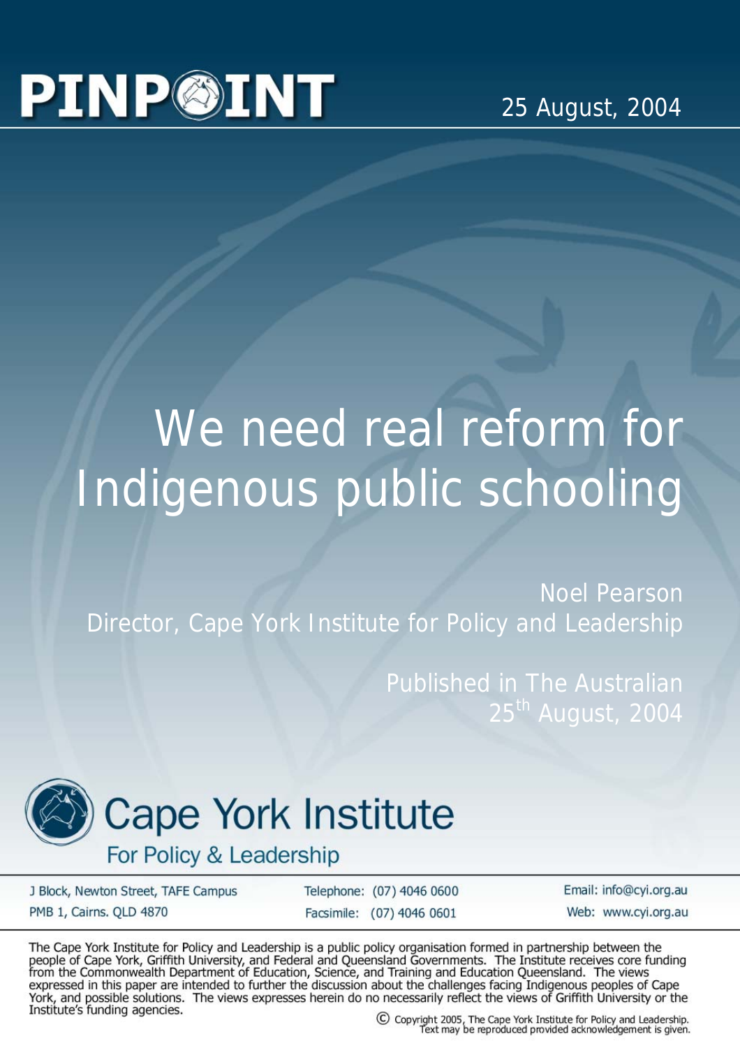# PINPOINT

25 August, 2004

# We need real reform for Indigenous public schooling

Noel Pearson
Director, Cape York Institute for Policy and Leadership

Published in The Australian
25th August, 2004

## Cape York Institute
For Policy & Leadership

J Block, Newton Street, TAFE Campus
PMB 1, Cairns. QLD 4870

Telephone: (07) 4046 0600
Facsimile: (07) 4046 0601

Email: info@cyi.org.au
Web: www.cyi.org.au

The Cape York Institute for Policy and Leadership is a public policy organisation formed in partnership between the people of Cape York, Griffith University, and Federal and Queensland Governments. The Institute receives core funding from the Commonwealth Department of Education, Science, and Training and Education Queensland. The views expressed in this paper are intended to further the discussion about the challenges facing Indigenous peoples of Cape York, and possible solutions. The views expresses herein do no necessarily reflect the views of Griffith University or the Institute's funding agencies.

© Copyright 2005, The Cape York Institute for Policy and Leadership. Text may be reproduced provided acknowledgement is given.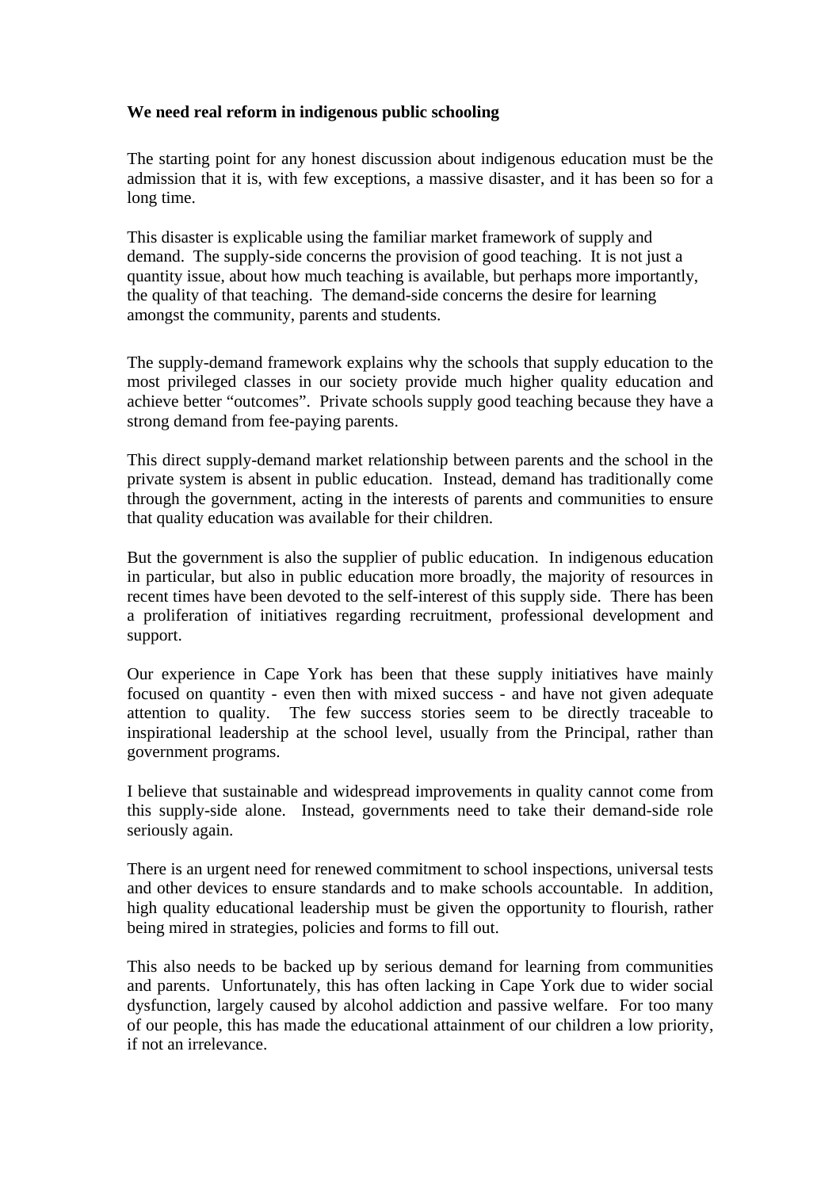**We need real reform in indigenous public schooling**

The starting point for any honest discussion about indigenous education must be the admission that it is, with few exceptions, a massive disaster, and it has been so for a long time.

This disaster is explicable using the familiar market framework of supply and demand. The supply-side concerns the provision of good teaching. It is not just a quantity issue, about how much teaching is available, but perhaps more importantly, the quality of that teaching. The demand-side concerns the desire for learning amongst the community, parents and students.

The supply-demand framework explains why the schools that supply education to the most privileged classes in our society provide much higher quality education and achieve better "outcomes". Private schools supply good teaching because they have a strong demand from fee-paying parents.

This direct supply-demand market relationship between parents and the school in the private system is absent in public education. Instead, demand has traditionally come through the government, acting in the interests of parents and communities to ensure that quality education was available for their children.

But the government is also the supplier of public education. In indigenous education in particular, but also in public education more broadly, the majority of resources in recent times have been devoted to the self-interest of this supply side. There has been a proliferation of initiatives regarding recruitment, professional development and support.

Our experience in Cape York has been that these supply initiatives have mainly focused on quantity - even then with mixed success - and have not given adequate attention to quality. The few success stories seem to be directly traceable to inspirational leadership at the school level, usually from the Principal, rather than government programs.

I believe that sustainable and widespread improvements in quality cannot come from this supply-side alone. Instead, governments need to take their demand-side role seriously again.

There is an urgent need for renewed commitment to school inspections, universal tests and other devices to ensure standards and to make schools accountable. In addition, high quality educational leadership must be given the opportunity to flourish, rather being mired in strategies, policies and forms to fill out.

This also needs to be backed up by serious demand for learning from communities and parents. Unfortunately, this has often lacking in Cape York due to wider social dysfunction, largely caused by alcohol addiction and passive welfare. For too many of our people, this has made the educational attainment of our children a low priority, if not an irrelevance.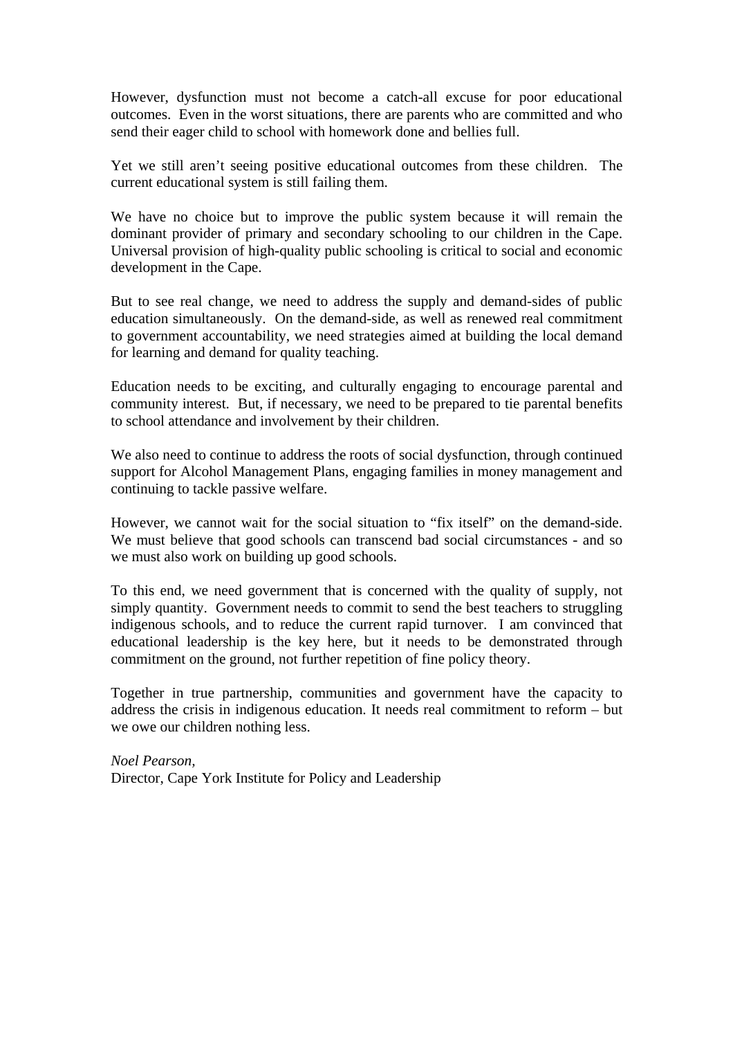However, dysfunction must not become a catch-all excuse for poor educational outcomes. Even in the worst situations, there are parents who are committed and who send their eager child to school with homework done and bellies full.

Yet we still aren't seeing positive educational outcomes from these children. The current educational system is still failing them.

We have no choice but to improve the public system because it will remain the dominant provider of primary and secondary schooling to our children in the Cape. Universal provision of high-quality public schooling is critical to social and economic development in the Cape.

But to see real change, we need to address the supply and demand-sides of public education simultaneously. On the demand-side, as well as renewed real commitment to government accountability, we need strategies aimed at building the local demand for learning and demand for quality teaching.

Education needs to be exciting, and culturally engaging to encourage parental and community interest. But, if necessary, we need to be prepared to tie parental benefits to school attendance and involvement by their children.

We also need to continue to address the roots of social dysfunction, through continued support for Alcohol Management Plans, engaging families in money management and continuing to tackle passive welfare.

However, we cannot wait for the social situation to "fix itself" on the demand-side. We must believe that good schools can transcend bad social circumstances - and so we must also work on building up good schools.

To this end, we need government that is concerned with the quality of supply, not simply quantity. Government needs to commit to send the best teachers to struggling indigenous schools, and to reduce the current rapid turnover. I am convinced that educational leadership is the key here, but it needs to be demonstrated through commitment on the ground, not further repetition of fine policy theory.

Together in true partnership, communities and government have the capacity to address the crisis in indigenous education. It needs real commitment to reform – but we owe our children nothing less.

*Noel Pearson,*
Director, Cape York Institute for Policy and Leadership